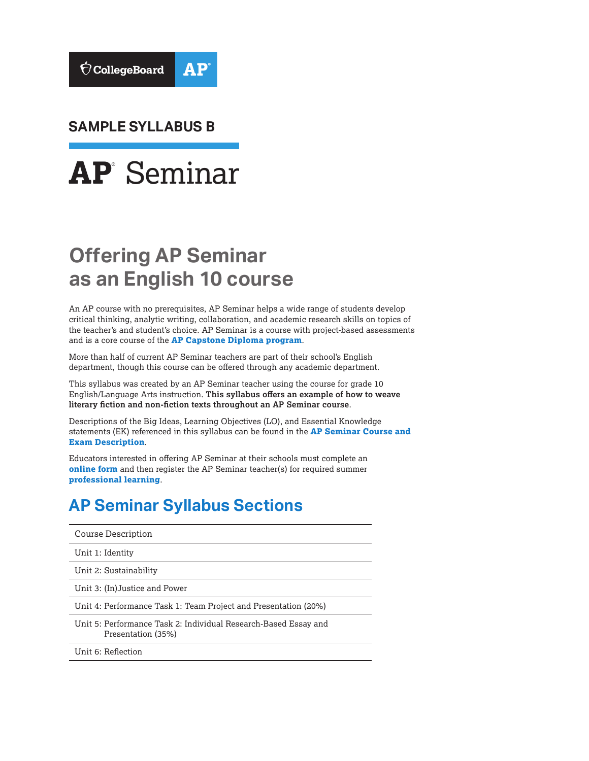CollegeBoard AP

## SAMPLE SYLLABUS B

# AP Seminar

## Offering AP Seminar as an English 10 course

An AP course with no prerequisites, AP Seminar helps a wide range of students develop critical thinking, analytic writing, collaboration, and academic research skills on topics of the teacher's and student's choice. AP Seminar is a course with project-based assessments and is a core course of the **AP Capstone Diploma program**.

More than half of current AP Seminar teachers are part of their school's English department, though this course can be offered through any academic department.

This syllabus was created by an AP Seminar teacher using the course for grade 10 English/Language Arts instruction. **This syllabus offers an example of how to weave literary fiction and non-fiction texts throughout an AP Seminar course**.

Descriptions of the Big Ideas, Learning Objectives (LO), and Essential Knowledge statements (EK) referenced in this syllabus can be found in the **AP Seminar Course and Exam Description**.

Educators interested in offering AP Seminar at their schools must complete an **online form** and then register the AP Seminar teacher(s) for required summer **professional learning**.

## AP Seminar Syllabus Sections

| |
|---|
| Course Description |
| Unit 1: Identity |
| Unit 2: Sustainability |
| Unit 3: (In)Justice and Power |
| Unit 4: Performance Task 1: Team Project and Presentation (20%) |
| Unit 5: Performance Task 2: Individual Research-Based Essay and Presentation (35%) |
| Unit 6: Reflection |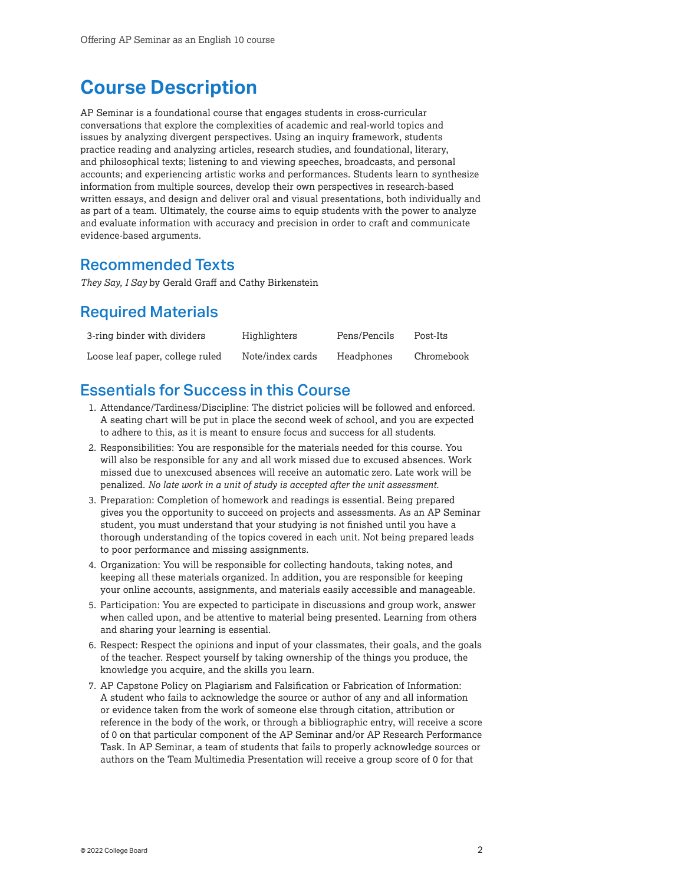# Course Description

AP Seminar is a foundational course that engages students in cross-curricular conversations that explore the complexities of academic and real-world topics and issues by analyzing divergent perspectives. Using an inquiry framework, students practice reading and analyzing articles, research studies, and foundational, literary, and philosophical texts; listening to and viewing speeches, broadcasts, and personal accounts; and experiencing artistic works and performances. Students learn to synthesize information from multiple sources, develop their own perspectives in research-based written essays, and design and deliver oral and visual presentations, both individually and as part of a team. Ultimately, the course aims to equip students with the power to analyze and evaluate information with accuracy and precision in order to craft and communicate evidence-based arguments.

## Recommended Texts

*They Say, I Say* by Gerald Graff and Cathy Birkenstein

## Required Materials

| | | | |
|---|---|---|---|
| 3-ring binder with dividers | Highlighters | Pens/Pencils | Post-Its |
| Loose leaf paper, college ruled | Note/index cards | Headphones | Chromebook |

## Essentials for Success in this Course

1. Attendance/Tardiness/Discipline: The district policies will be followed and enforced. A seating chart will be put in place the second week of school, and you are expected to adhere to this, as it is meant to ensure focus and success for all students.
2. Responsibilities: You are responsible for the materials needed for this course. You will also be responsible for any and all work missed due to excused absences. Work missed due to unexcused absences will receive an automatic zero. Late work will be penalized. *No late work in a unit of study is accepted after the unit assessment.*
3. Preparation: Completion of homework and readings is essential. Being prepared gives you the opportunity to succeed on projects and assessments. As an AP Seminar student, you must understand that your studying is not finished until you have a thorough understanding of the topics covered in each unit. Not being prepared leads to poor performance and missing assignments.
4. Organization: You will be responsible for collecting handouts, taking notes, and keeping all these materials organized. In addition, you are responsible for keeping your online accounts, assignments, and materials easily accessible and manageable.
5. Participation: You are expected to participate in discussions and group work, answer when called upon, and be attentive to material being presented. Learning from others and sharing your learning is essential.
6. Respect: Respect the opinions and input of your classmates, their goals, and the goals of the teacher. Respect yourself by taking ownership of the things you produce, the knowledge you acquire, and the skills you learn.
7. AP Capstone Policy on Plagiarism and Falsification or Fabrication of Information: A student who fails to acknowledge the source or author of any and all information or evidence taken from the work of someone else through citation, attribution or reference in the body of the work, or through a bibliographic entry, will receive a score of 0 on that particular component of the AP Seminar and/or AP Research Performance Task. In AP Seminar, a team of students that fails to properly acknowledge sources or authors on the Team Multimedia Presentation will receive a group score of 0 for that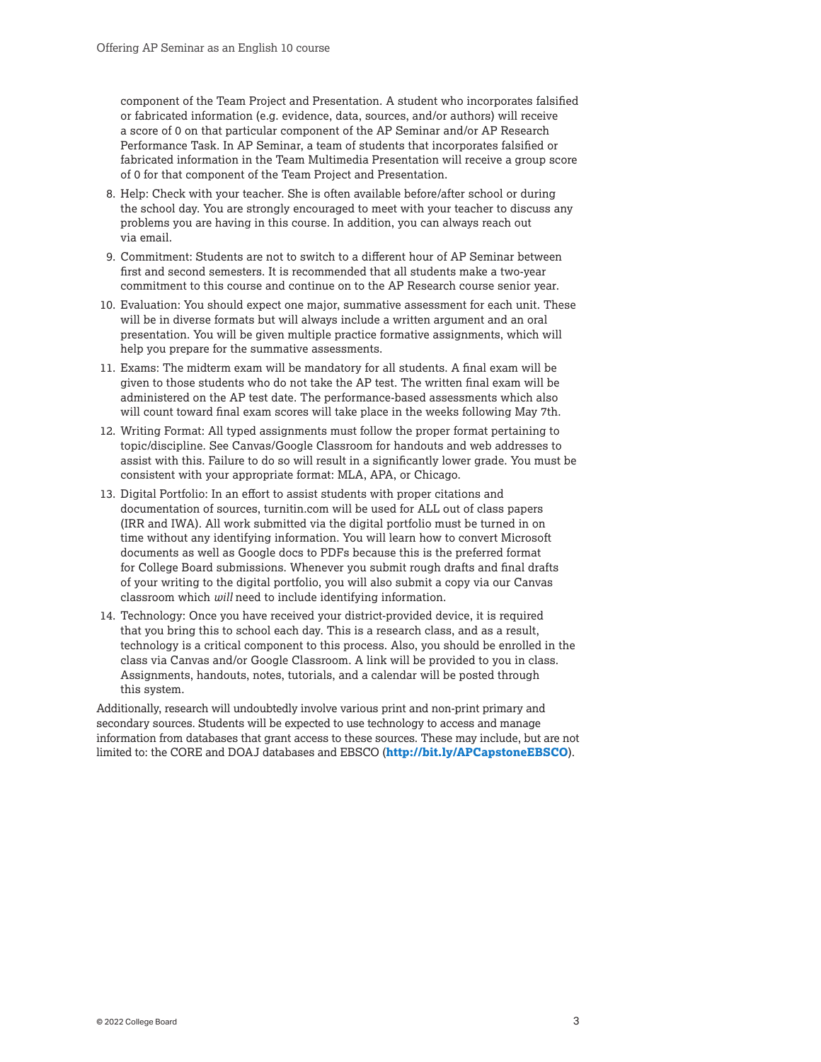component of the Team Project and Presentation. A student who incorporates falsified or fabricated information (e.g. evidence, data, sources, and/or authors) will receive a score of 0 on that particular component of the AP Seminar and/or AP Research Performance Task. In AP Seminar, a team of students that incorporates falsified or fabricated information in the Team Multimedia Presentation will receive a group score of 0 for that component of the Team Project and Presentation.

8. Help: Check with your teacher. She is often available before/after school or during the school day. You are strongly encouraged to meet with your teacher to discuss any problems you are having in this course. In addition, you can always reach out via email.
9. Commitment: Students are not to switch to a different hour of AP Seminar between first and second semesters. It is recommended that all students make a two-year commitment to this course and continue on to the AP Research course senior year.
10. Evaluation: You should expect one major, summative assessment for each unit. These will be in diverse formats but will always include a written argument and an oral presentation. You will be given multiple practice formative assignments, which will help you prepare for the summative assessments.
11. Exams: The midterm exam will be mandatory for all students. A final exam will be given to those students who do not take the AP test. The written final exam will be administered on the AP test date. The performance-based assessments which also will count toward final exam scores will take place in the weeks following May 7th.
12. Writing Format: All typed assignments must follow the proper format pertaining to topic/discipline. See Canvas/Google Classroom for handouts and web addresses to assist with this. Failure to do so will result in a significantly lower grade. You must be consistent with your appropriate format: MLA, APA, or Chicago.
13. Digital Portfolio: In an effort to assist students with proper citations and documentation of sources, turnitin.com will be used for ALL out of class papers (IRR and IWA). All work submitted via the digital portfolio must be turned in on time without any identifying information. You will learn how to convert Microsoft documents as well as Google docs to PDFs because this is the preferred format for College Board submissions. Whenever you submit rough drafts and final drafts of your writing to the digital portfolio, you will also submit a copy via our Canvas classroom which *will* need to include identifying information.
14. Technology: Once you have received your district-provided device, it is required that you bring this to school each day. This is a research class, and as a result, technology is a critical component to this process. Also, you should be enrolled in the class via Canvas and/or Google Classroom. A link will be provided to you in class. Assignments, handouts, notes, tutorials, and a calendar will be posted through this system.

Additionally, research will undoubtedly involve various print and non-print primary and secondary sources. Students will be expected to use technology to access and manage information from databases that grant access to these sources. These may include, but are not limited to: the CORE and DOAJ databases and EBSCO (**http://bit.ly/APCapstoneEBSCO**).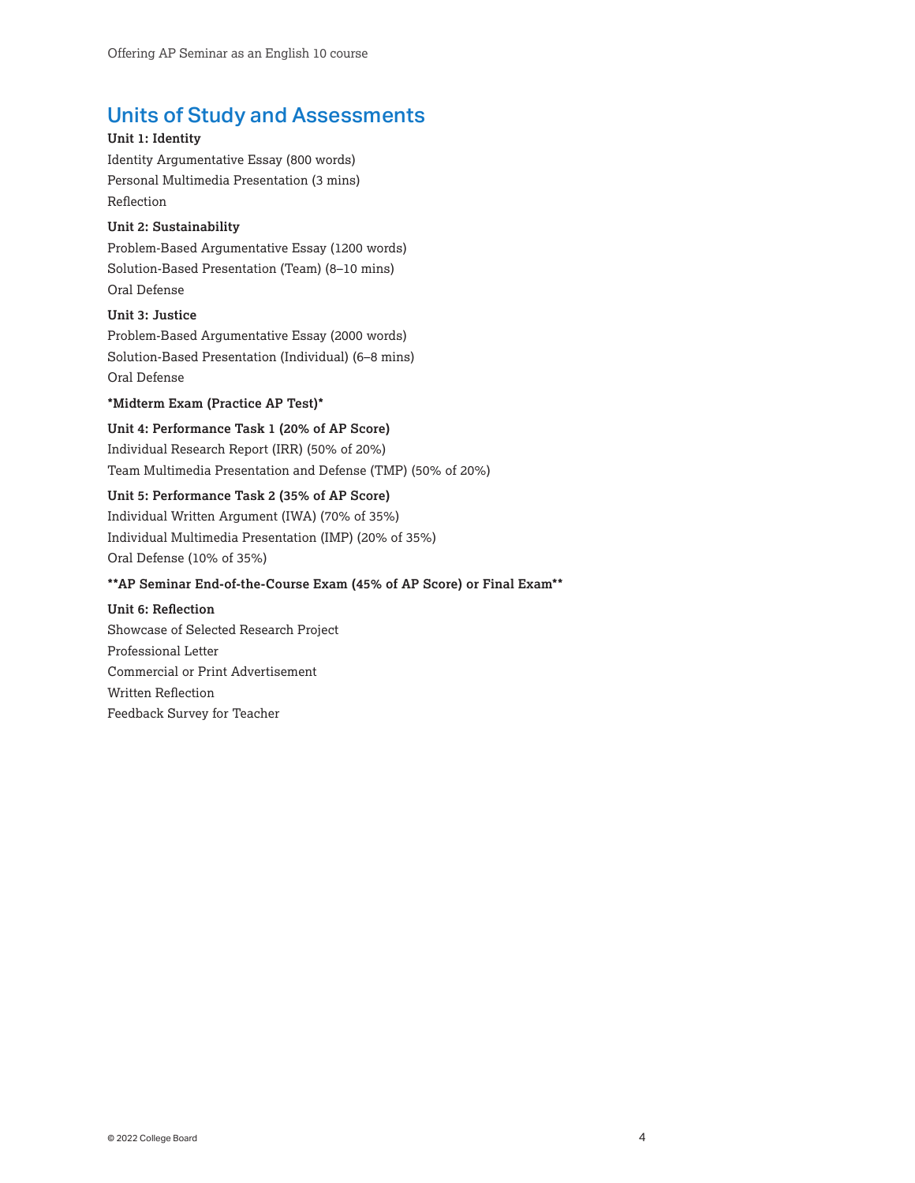## Units of Study and Assessments

**Unit 1: Identity**

Identity Argumentative Essay (800 words)

Personal Multimedia Presentation (3 mins)

Reflection

**Unit 2: Sustainability**

Problem-Based Argumentative Essay (1200 words)

Solution-Based Presentation (Team) (8–10 mins)

Oral Defense

**Unit 3: Justice**

Problem-Based Argumentative Essay (2000 words)

Solution-Based Presentation (Individual) (6–8 mins)

Oral Defense

**\*Midterm Exam (Practice AP Test)\***

**Unit 4: Performance Task 1 (20% of AP Score)**

Individual Research Report (IRR) (50% of 20%)

Team Multimedia Presentation and Defense (TMP) (50% of 20%)

**Unit 5: Performance Task 2 (35% of AP Score)**

Individual Written Argument (IWA) (70% of 35%)

Individual Multimedia Presentation (IMP) (20% of 35%)

Oral Defense (10% of 35%)

**\*\*AP Seminar End-of-the-Course Exam (45% of AP Score) or Final Exam\*\***

**Unit 6: Reflection**

Showcase of Selected Research Project

Professional Letter

Commercial or Print Advertisement

Written Reflection

Feedback Survey for Teacher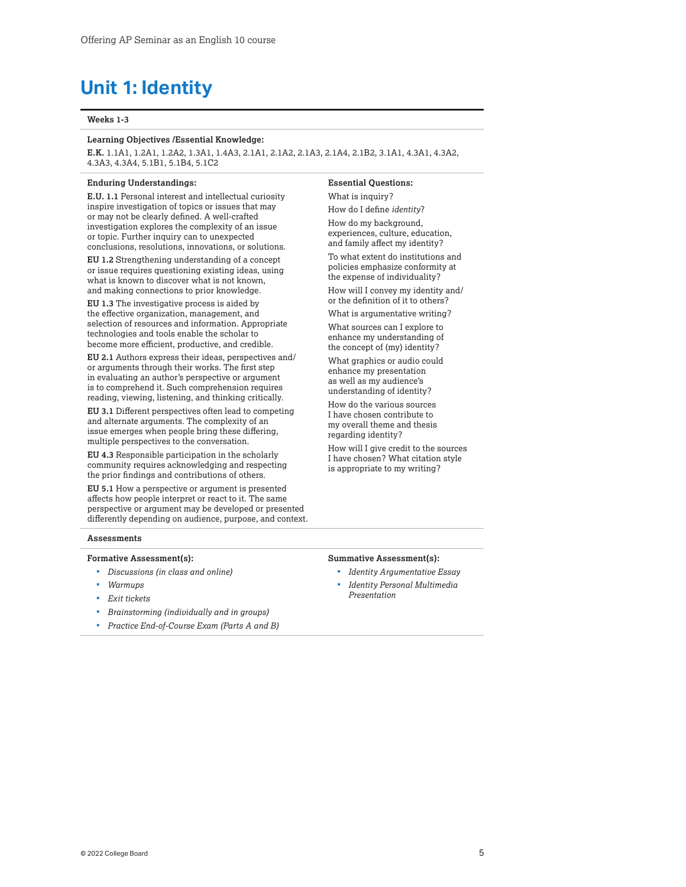# Unit 1: Identity

**Weeks 1-3**

**Learning Objectives /Essential Knowledge:**

**E.K.** 1.1A1, 1.2A1, 1.2A2, 1.3A1, 1.4A3, 2.1A1, 2.1A2, 2.1A3, 2.1A4, 2.1B2, 3.1A1, 4.3A1, 4.3A2, 4.3A3, 4.3A4, 5.1B1, 5.1B4, 5.1C2

**Enduring Understandings:**

**E.U. 1.1** Personal interest and intellectual curiosity inspire investigation of topics or issues that may or may not be clearly defined. A well-crafted investigation explores the complexity of an issue or topic. Further inquiry can to unexpected conclusions, resolutions, innovations, or solutions.

**EU 1.2** Strengthening understanding of a concept or issue requires questioning existing ideas, using what is known to discover what is not known, and making connections to prior knowledge.

**EU 1.3** The investigative process is aided by the effective organization, management, and selection of resources and information. Appropriate technologies and tools enable the scholar to become more efficient, productive, and credible.

**EU 2.1** Authors express their ideas, perspectives and/or arguments through their works. The first step in evaluating an author's perspective or argument is to comprehend it. Such comprehension requires reading, viewing, listening, and thinking critically.

**EU 3.1** Different perspectives often lead to competing and alternate arguments. The complexity of an issue emerges when people bring these differing, multiple perspectives to the conversation.

**EU 4.3** Responsible participation in the scholarly community requires acknowledging and respecting the prior findings and contributions of others.

**EU 5.1** How a perspective or argument is presented affects how people interpret or react to it. The same perspective or argument may be developed or presented differently depending on audience, purpose, and context.

**Essential Questions:**

What is inquiry?

How do I define *identity*?

How do my background, experiences, culture, education, and family affect my identity?

To what extent do institutions and policies emphasize conformity at the expense of individuality?

How will I convey my identity and/or the definition of it to others?

What is argumentative writing?

What sources can I explore to enhance my understanding of the concept of (my) identity?

What graphics or audio could enhance my presentation as well as my audience's understanding of identity?

How do the various sources I have chosen contribute to my overall theme and thesis regarding identity?

How will I give credit to the sources I have chosen? What citation style is appropriate to my writing?

**Assessments**

**Formative Assessment(s):**

- *Discussions (in class and online)*
- *Warmups*
- *Exit tickets*
- *Brainstorming (individually and in groups)*
- *Practice End-of-Course Exam (Parts A and B)*

**Summative Assessment(s):**

- *Identity Argumentative Essay*
- *Identity Personal Multimedia Presentation*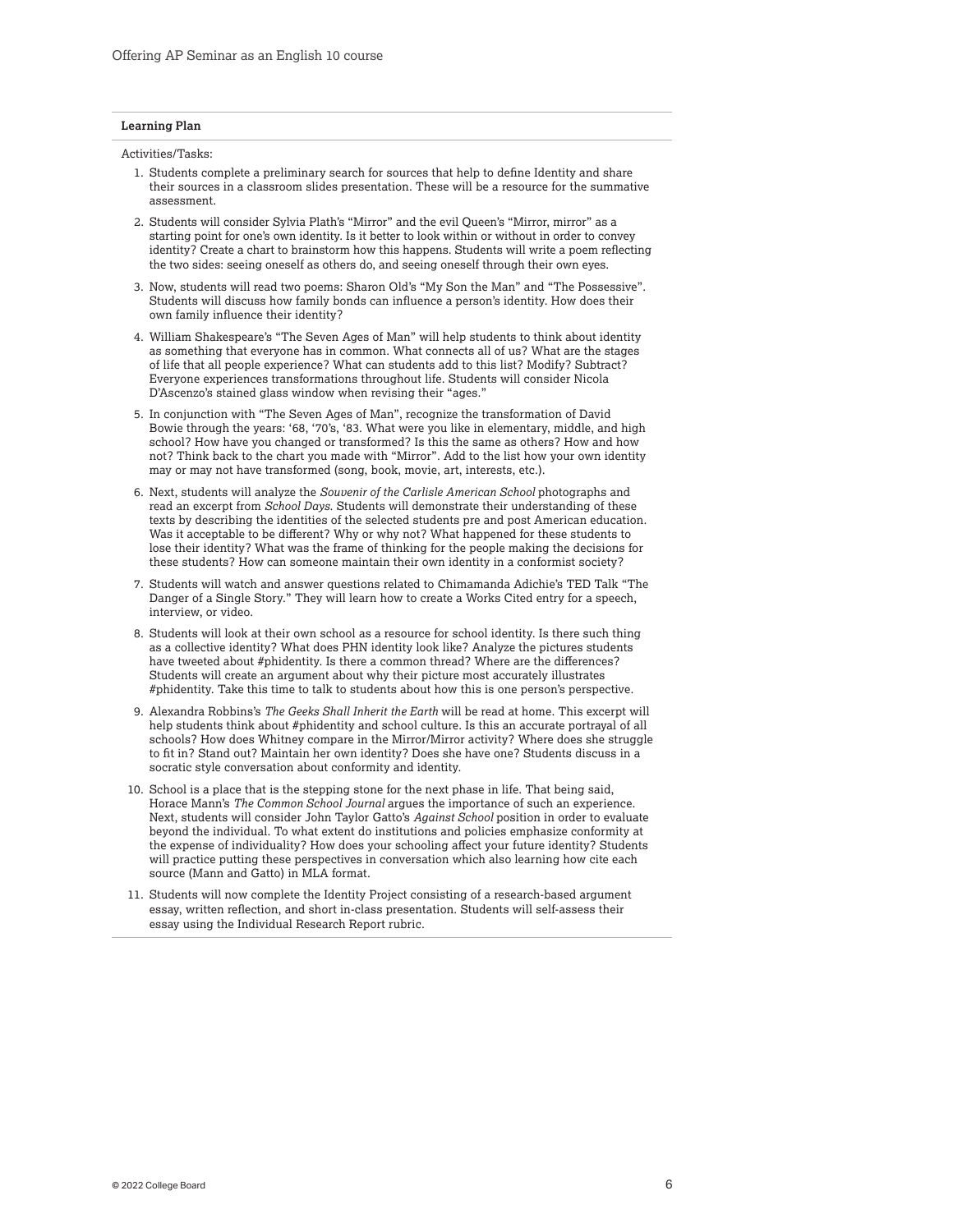**Learning Plan**

Activities/Tasks:

1. Students complete a preliminary search for sources that help to define Identity and share their sources in a classroom slides presentation. These will be a resource for the summative assessment.
2. Students will consider Sylvia Plath's "Mirror" and the evil Queen's "Mirror, mirror" as a starting point for one's own identity. Is it better to look within or without in order to convey identity? Create a chart to brainstorm how this happens. Students will write a poem reflecting the two sides: seeing oneself as others do, and seeing oneself through their own eyes.
3. Now, students will read two poems: Sharon Old's "My Son the Man" and "The Possessive". Students will discuss how family bonds can influence a person's identity. How does their own family influence their identity?
4. William Shakespeare's "The Seven Ages of Man" will help students to think about identity as something that everyone has in common. What connects all of us? What are the stages of life that all people experience? What can students add to this list? Modify? Subtract? Everyone experiences transformations throughout life. Students will consider Nicola D'Ascenzo's stained glass window when revising their "ages."
5. In conjunction with "The Seven Ages of Man", recognize the transformation of David Bowie through the years: '68, '70's, '83. What were you like in elementary, middle, and high school? How have you changed or transformed? Is this the same as others? How and how not? Think back to the chart you made with "Mirror". Add to the list how your own identity may or may not have transformed (song, book, movie, art, interests, etc.).
6. Next, students will analyze the *Souvenir of the Carlisle American School* photographs and read an excerpt from *School Days*. Students will demonstrate their understanding of these texts by describing the identities of the selected students pre and post American education. Was it acceptable to be different? Why or why not? What happened for these students to lose their identity? What was the frame of thinking for the people making the decisions for these students? How can someone maintain their own identity in a conformist society?
7. Students will watch and answer questions related to Chimamanda Adichie's TED Talk "The Danger of a Single Story." They will learn how to create a Works Cited entry for a speech, interview, or video.
8. Students will look at their own school as a resource for school identity. Is there such thing as a collective identity? What does PHN identity look like? Analyze the pictures students have tweeted about #phidentity. Is there a common thread? Where are the differences? Students will create an argument about why their picture most accurately illustrates #phidentity. Take this time to talk to students about how this is one person's perspective.
9. Alexandra Robbins's *The Geeks Shall Inherit the Earth* will be read at home. This excerpt will help students think about #phidentity and school culture. Is this an accurate portrayal of all schools? How does Whitney compare in the Mirror/Mirror activity? Where does she struggle to fit in? Stand out? Maintain her own identity? Does she have one? Students discuss in a socratic style conversation about conformity and identity.
10. School is a place that is the stepping stone for the next phase in life. That being said, Horace Mann's *The Common School Journal* argues the importance of such an experience. Next, students will consider John Taylor Gatto's *Against School* position in order to evaluate beyond the individual. To what extent do institutions and policies emphasize conformity at the expense of individuality? How does your schooling affect your future identity? Students will practice putting these perspectives in conversation which also learning how cite each source (Mann and Gatto) in MLA format.
11. Students will now complete the Identity Project consisting of a research-based argument essay, written reflection, and short in-class presentation. Students will self-assess their essay using the Individual Research Report rubric.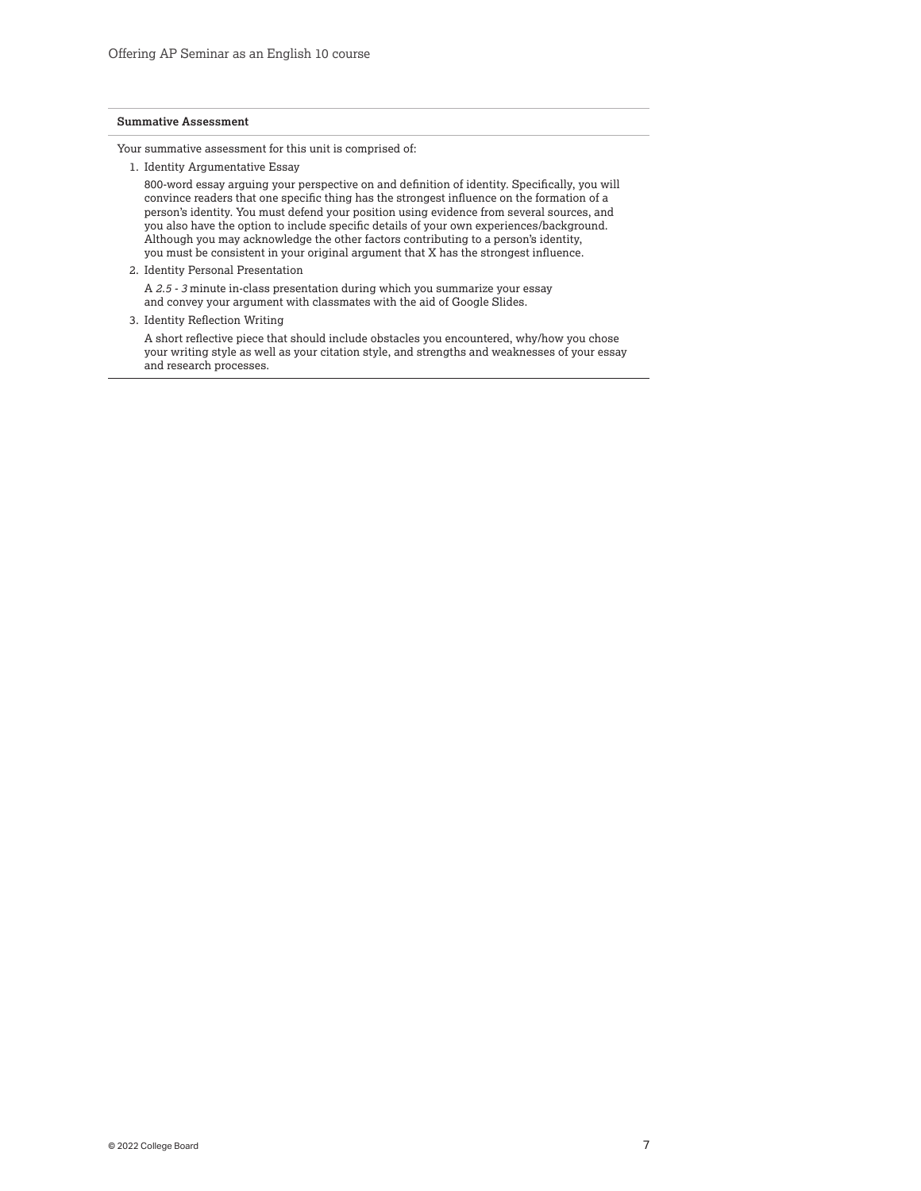**Summative Assessment**

Your summative assessment for this unit is comprised of:

1. Identity Argumentative Essay

   800-word essay arguing your perspective on and definition of identity. Specifically, you will convince readers that one specific thing has the strongest influence on the formation of a person's identity. You must defend your position using evidence from several sources, and you also have the option to include specific details of your own experiences/background. Although you may acknowledge the other factors contributing to a person's identity, you must be consistent in your original argument that X has the strongest influence.

2. Identity Personal Presentation

   A *2.5 - 3* minute in-class presentation during which you summarize your essay and convey your argument with classmates with the aid of Google Slides.

3. Identity Reflection Writing

   A short reflective piece that should include obstacles you encountered, why/how you chose your writing style as well as your citation style, and strengths and weaknesses of your essay and research processes.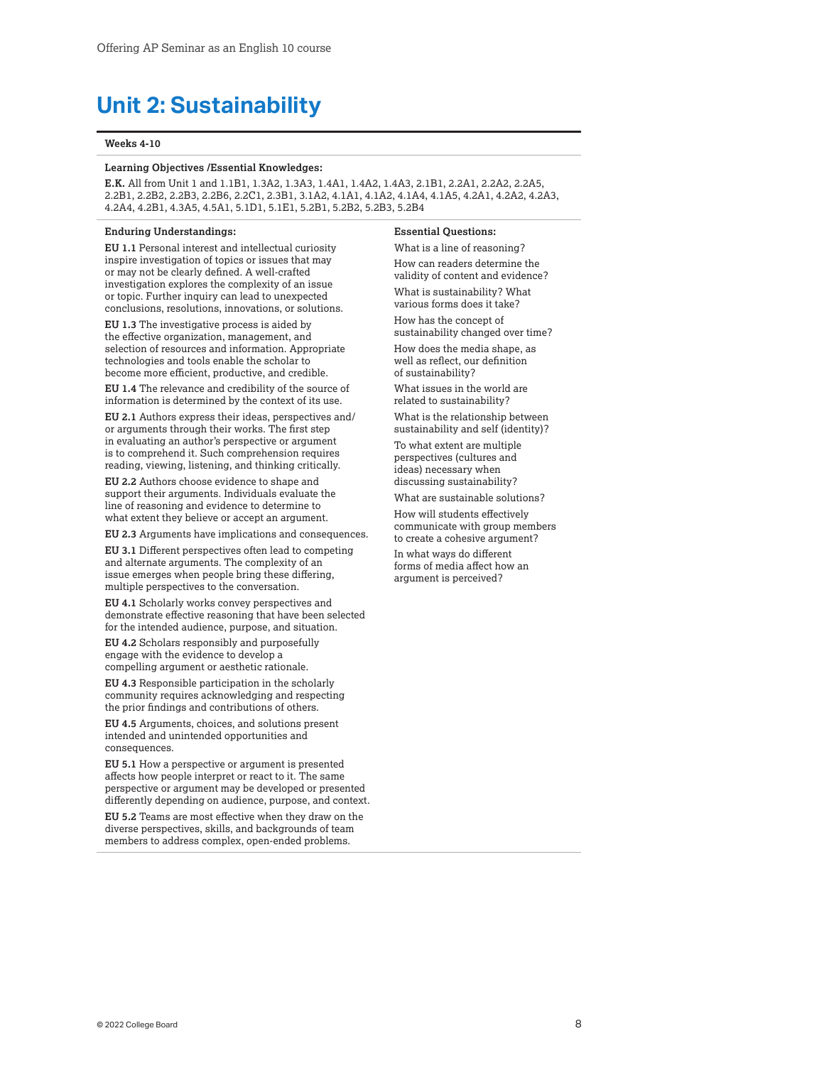# Unit 2: Sustainability

**Weeks 4-10**

**Learning Objectives /Essential Knowledges:**

**E.K.** All from Unit 1 and 1.1B1, 1.3A2, 1.3A3, 1.4A1, 1.4A2, 1.4A3, 2.1B1, 2.2A1, 2.2A2, 2.2A5, 2.2B1, 2.2B2, 2.2B3, 2.2B6, 2.2C1, 2.3B1, 3.1A2, 4.1A1, 4.1A2, 4.1A4, 4.1A5, 4.2A1, 4.2A2, 4.2A3, 4.2A4, 4.2B1, 4.3A5, 4.5A1, 5.1D1, 5.1E1, 5.2B1, 5.2B2, 5.2B3, 5.2B4

**Enduring Understandings:**

**EU 1.1** Personal interest and intellectual curiosity inspire investigation of topics or issues that may or may not be clearly defined. A well-crafted investigation explores the complexity of an issue or topic. Further inquiry can lead to unexpected conclusions, resolutions, innovations, or solutions.

**EU 1.3** The investigative process is aided by the effective organization, management, and selection of resources and information. Appropriate technologies and tools enable the scholar to become more efficient, productive, and credible.

**EU 1.4** The relevance and credibility of the source of information is determined by the context of its use.

**EU 2.1** Authors express their ideas, perspectives and/or arguments through their works. The first step in evaluating an author's perspective or argument is to comprehend it. Such comprehension requires reading, viewing, listening, and thinking critically.

**EU 2.2** Authors choose evidence to shape and support their arguments. Individuals evaluate the line of reasoning and evidence to determine to what extent they believe or accept an argument.

**EU 2.3** Arguments have implications and consequences.

**EU 3.1** Different perspectives often lead to competing and alternate arguments. The complexity of an issue emerges when people bring these differing, multiple perspectives to the conversation.

**EU 4.1** Scholarly works convey perspectives and demonstrate effective reasoning that have been selected for the intended audience, purpose, and situation.

**EU 4.2** Scholars responsibly and purposefully engage with the evidence to develop a compelling argument or aesthetic rationale.

**EU 4.3** Responsible participation in the scholarly community requires acknowledging and respecting the prior findings and contributions of others.

**EU 4.5** Arguments, choices, and solutions present intended and unintended opportunities and consequences.

**EU 5.1** How a perspective or argument is presented affects how people interpret or react to it. The same perspective or argument may be developed or presented differently depending on audience, purpose, and context.

**EU 5.2** Teams are most effective when they draw on the diverse perspectives, skills, and backgrounds of team members to address complex, open-ended problems.

**Essential Questions:**

What is a line of reasoning?

How can readers determine the validity of content and evidence?

What is sustainability? What various forms does it take?

How has the concept of sustainability changed over time?

How does the media shape, as well as reflect, our definition of sustainability?

What issues in the world are related to sustainability?

What is the relationship between sustainability and self (identity)?

To what extent are multiple perspectives (cultures and ideas) necessary when discussing sustainability?

What are sustainable solutions?

How will students effectively communicate with group members to create a cohesive argument?

In what ways do different forms of media affect how an argument is perceived?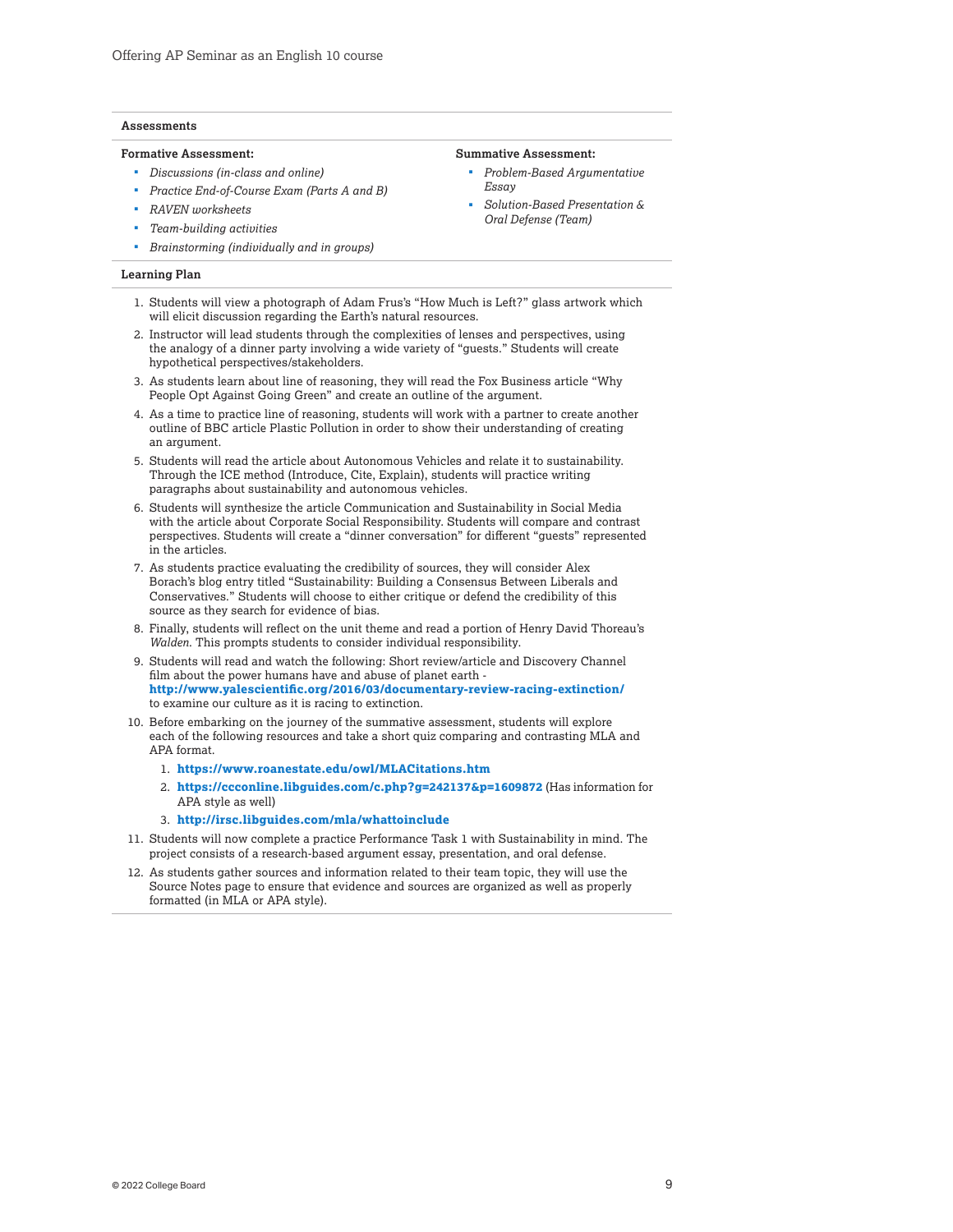### Assessments

**Formative Assessment:**

- *Discussions (in-class and online)*
- *Practice End-of-Course Exam (Parts A and B)*
- *RAVEN worksheets*
- *Team-building activities*
- *Brainstorming (individually and in groups)*

**Summative Assessment:**

- *Problem-Based Argumentative Essay*
- *Solution-Based Presentation & Oral Defense (Team)*

### Learning Plan

1. Students will view a photograph of Adam Frus's "How Much is Left?" glass artwork which will elicit discussion regarding the Earth's natural resources.
2. Instructor will lead students through the complexities of lenses and perspectives, using the analogy of a dinner party involving a wide variety of "guests." Students will create hypothetical perspectives/stakeholders.
3. As students learn about line of reasoning, they will read the Fox Business article "Why People Opt Against Going Green" and create an outline of the argument.
4. As a time to practice line of reasoning, students will work with a partner to create another outline of BBC article Plastic Pollution in order to show their understanding of creating an argument.
5. Students will read the article about Autonomous Vehicles and relate it to sustainability. Through the ICE method (Introduce, Cite, Explain), students will practice writing paragraphs about sustainability and autonomous vehicles.
6. Students will synthesize the article Communication and Sustainability in Social Media with the article about Corporate Social Responsibility. Students will compare and contrast perspectives. Students will create a "dinner conversation" for different "guests" represented in the articles.
7. As students practice evaluating the credibility of sources, they will consider Alex Borach's blog entry titled "Sustainability: Building a Consensus Between Liberals and Conservatives." Students will choose to either critique or defend the credibility of this source as they search for evidence of bias.
8. Finally, students will reflect on the unit theme and read a portion of Henry David Thoreau's *Walden*. This prompts students to consider individual responsibility.
9. Students will read and watch the following: Short review/article and Discovery Channel film about the power humans have and abuse of planet earth - **http://www.yalescientific.org/2016/03/documentary-review-racing-extinction/** to examine our culture as it is racing to extinction.
10. Before embarking on the journey of the summative assessment, students will explore each of the following resources and take a short quiz comparing and contrasting MLA and APA format.
    1. **https://www.roanestate.edu/owl/MLACitations.htm**
    2. **https://ccconline.libguides.com/c.php?g=242137&p=1609872** (Has information for APA style as well)
    3. **http://irsc.libguides.com/mla/whattoinclude**
11. Students will now complete a practice Performance Task 1 with Sustainability in mind. The project consists of a research-based argument essay, presentation, and oral defense.
12. As students gather sources and information related to their team topic, they will use the Source Notes page to ensure that evidence and sources are organized as well as properly formatted (in MLA or APA style).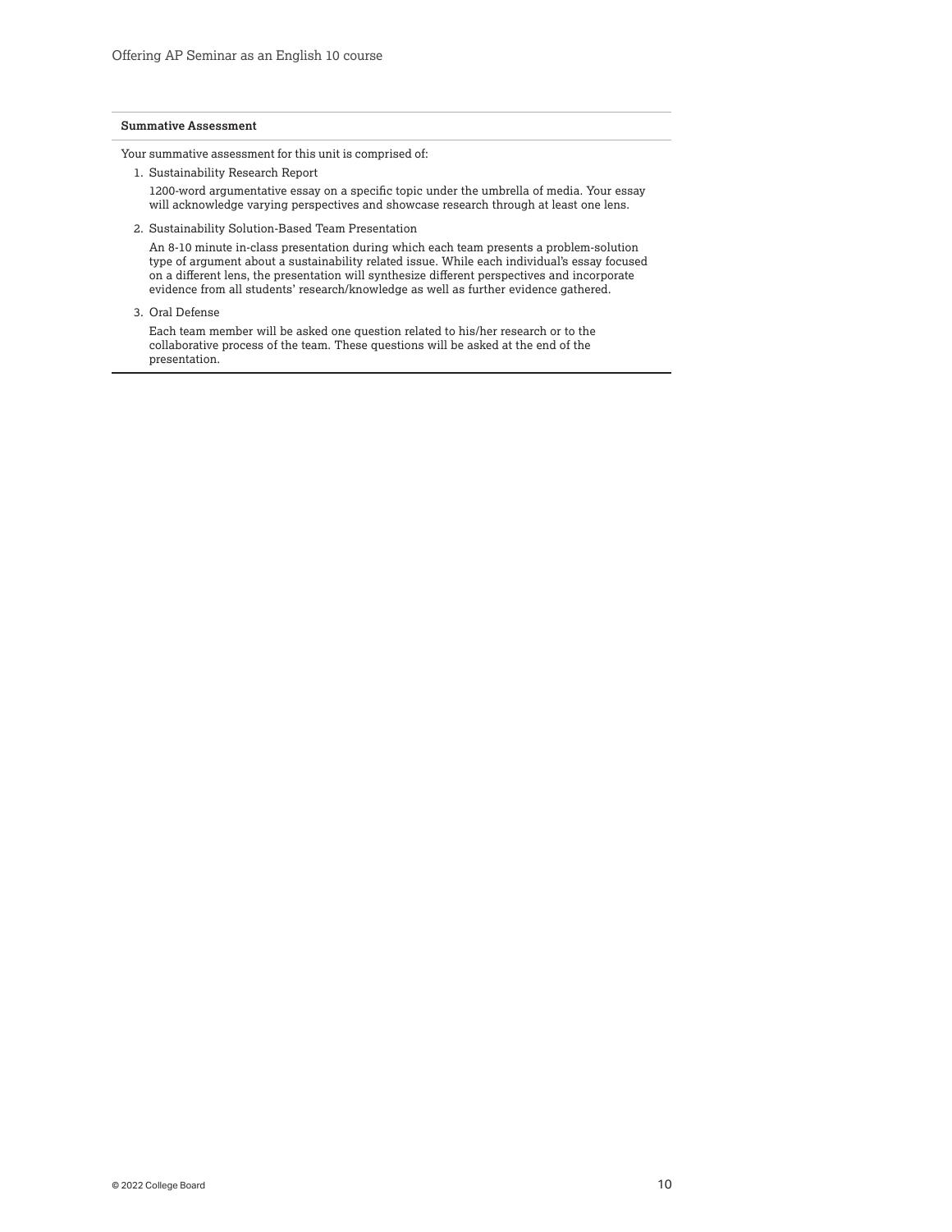**Summative Assessment**

Your summative assessment for this unit is comprised of:

1. Sustainability Research Report

   1200-word argumentative essay on a specific topic under the umbrella of media. Your essay will acknowledge varying perspectives and showcase research through at least one lens.

2. Sustainability Solution-Based Team Presentation

   An 8-10 minute in-class presentation during which each team presents a problem-solution type of argument about a sustainability related issue. While each individual's essay focused on a different lens, the presentation will synthesize different perspectives and incorporate evidence from all students' research/knowledge as well as further evidence gathered.

3. Oral Defense

   Each team member will be asked one question related to his/her research or to the collaborative process of the team. These questions will be asked at the end of the presentation.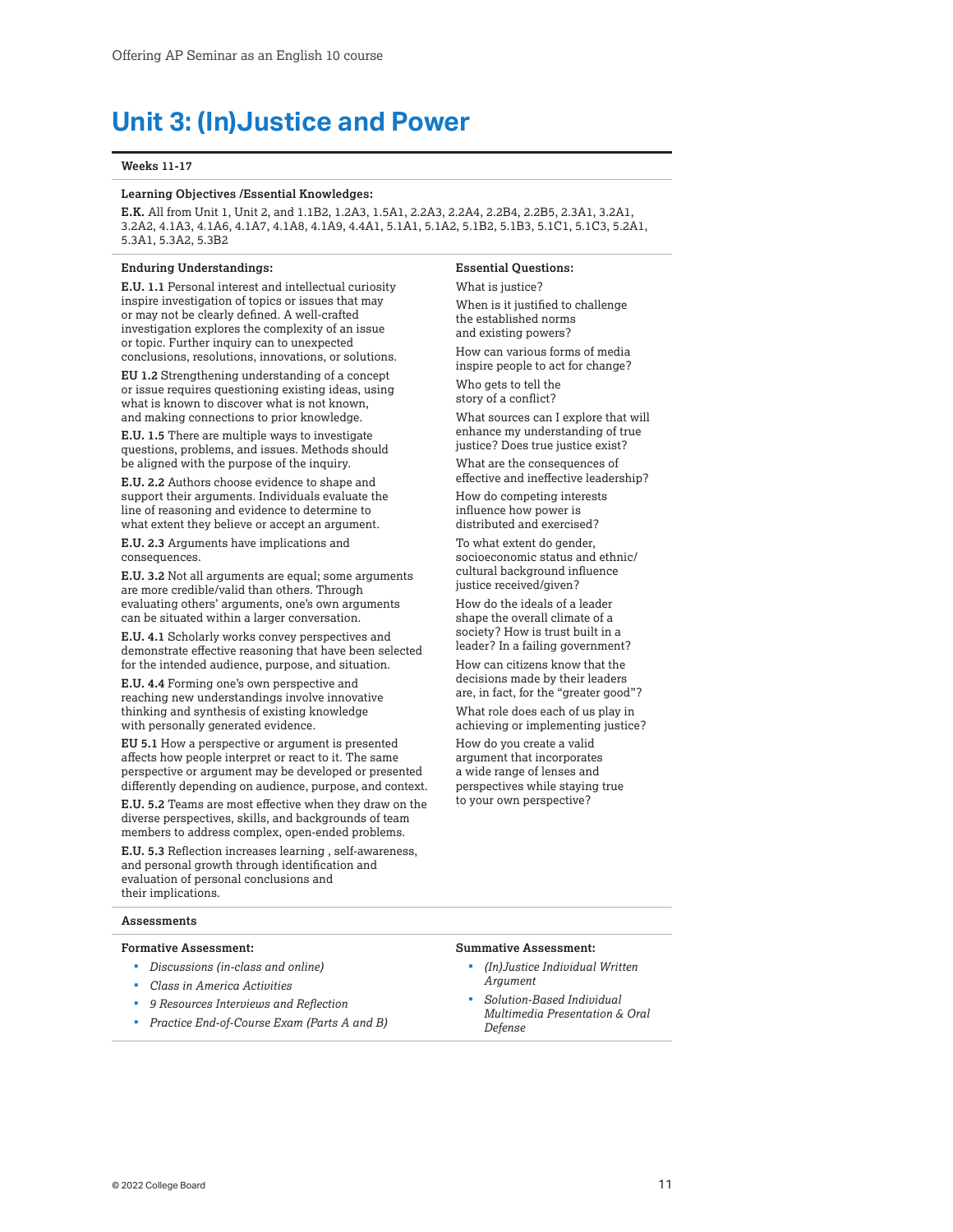# Unit 3: (In)Justice and Power

**Weeks 11-17**

**Learning Objectives /Essential Knowledges:**

**E.K.** All from Unit 1, Unit 2, and 1.1B2, 1.2A3, 1.5A1, 2.2A3, 2.2A4, 2.2B4, 2.2B5, 2.3A1, 3.2A1, 3.2A2, 4.1A3, 4.1A6, 4.1A7, 4.1A8, 4.1A9, 4.4A1, 5.1A1, 5.1A2, 5.1B2, 5.1B3, 5.1C1, 5.1C3, 5.2A1, 5.3A1, 5.3A2, 5.3B2

**Enduring Understandings:**

**E.U. 1.1** Personal interest and intellectual curiosity inspire investigation of topics or issues that may or may not be clearly defined. A well-crafted investigation explores the complexity of an issue or topic. Further inquiry can to unexpected conclusions, resolutions, innovations, or solutions.

**EU 1.2** Strengthening understanding of a concept or issue requires questioning existing ideas, using what is known to discover what is not known, and making connections to prior knowledge.

**E.U. 1.5** There are multiple ways to investigate questions, problems, and issues. Methods should be aligned with the purpose of the inquiry.

**E.U. 2.2** Authors choose evidence to shape and support their arguments. Individuals evaluate the line of reasoning and evidence to determine to what extent they believe or accept an argument.

**E.U. 2.3** Arguments have implications and consequences.

**E.U. 3.2** Not all arguments are equal; some arguments are more credible/valid than others. Through evaluating others' arguments, one's own arguments can be situated within a larger conversation.

**E.U. 4.1** Scholarly works convey perspectives and demonstrate effective reasoning that have been selected for the intended audience, purpose, and situation.

**E.U. 4.4** Forming one's own perspective and reaching new understandings involve innovative thinking and synthesis of existing knowledge with personally generated evidence.

**EU 5.1** How a perspective or argument is presented affects how people interpret or react to it. The same perspective or argument may be developed or presented differently depending on audience, purpose, and context.

**E.U. 5.2** Teams are most effective when they draw on the diverse perspectives, skills, and backgrounds of team members to address complex, open-ended problems.

**E.U. 5.3** Reflection increases learning , self-awareness, and personal growth through identification and evaluation of personal conclusions and their implications.

**Essential Questions:**

What is justice?

When is it justified to challenge the established norms and existing powers?

How can various forms of media inspire people to act for change?

Who gets to tell the story of a conflict?

What sources can I explore that will enhance my understanding of true justice? Does true justice exist?

What are the consequences of effective and ineffective leadership?

How do competing interests influence how power is distributed and exercised?

To what extent do gender, socioeconomic status and ethnic/cultural background influence justice received/given?

How do the ideals of a leader shape the overall climate of a society? How is trust built in a leader? In a failing government?

How can citizens know that the decisions made by their leaders are, in fact, for the "greater good"?

What role does each of us play in achieving or implementing justice?

How do you create a valid argument that incorporates a wide range of lenses and perspectives while staying true to your own perspective?

**Assessments**

**Formative Assessment:**

- *Discussions (in-class and online)*
- *Class in America Activities*
- *9 Resources Interviews and Reflection*
- *Practice End-of-Course Exam (Parts A and B)*

**Summative Assessment:**

- *(In)Justice Individual Written Argument*
- *Solution-Based Individual Multimedia Presentation & Oral Defense*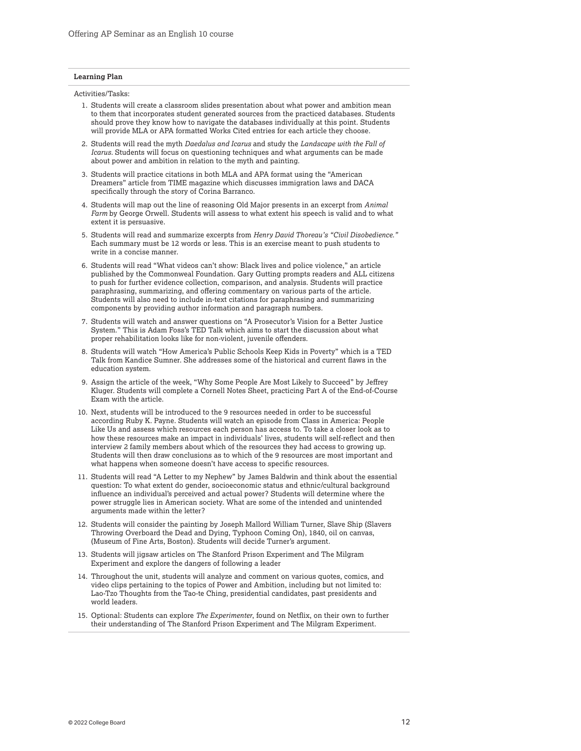**Learning Plan**

Activities/Tasks:

1. Students will create a classroom slides presentation about what power and ambition mean to them that incorporates student generated sources from the practiced databases. Students should prove they know how to navigate the databases individually at this point. Students will provide MLA or APA formatted Works Cited entries for each article they choose.
2. Students will read the myth *Daedalus and Icarus* and study the *Landscape with the Fall of Icarus*. Students will focus on questioning techniques and what arguments can be made about power and ambition in relation to the myth and painting.
3. Students will practice citations in both MLA and APA format using the "American Dreamers" article from TIME magazine which discusses immigration laws and DACA specifically through the story of Corina Barranco.
4. Students will map out the line of reasoning Old Major presents in an excerpt from *Animal Farm* by George Orwell. Students will assess to what extent his speech is valid and to what extent it is persuasive.
5. Students will read and summarize excerpts from *Henry David Thoreau's "Civil Disobedience."* Each summary must be 12 words or less. This is an exercise meant to push students to write in a concise manner.
6. Students will read "What videos can't show: Black lives and police violence," an article published by the Commonweal Foundation. Gary Gutting prompts readers and ALL citizens to push for further evidence collection, comparison, and analysis. Students will practice paraphrasing, summarizing, and offering commentary on various parts of the article. Students will also need to include in-text citations for paraphrasing and summarizing components by providing author information and paragraph numbers.
7. Students will watch and answer questions on "A Prosecutor's Vision for a Better Justice System." This is Adam Foss's TED Talk which aims to start the discussion about what proper rehabilitation looks like for non-violent, juvenile offenders.
8. Students will watch "How America's Public Schools Keep Kids in Poverty" which is a TED Talk from Kandice Sumner. She addresses some of the historical and current flaws in the education system.
9. Assign the article of the week, "Why Some People Are Most Likely to Succeed" by Jeffrey Kluger. Students will complete a Cornell Notes Sheet, practicing Part A of the End-of-Course Exam with the article.
10. Next, students will be introduced to the 9 resources needed in order to be successful according Ruby K. Payne. Students will watch an episode from Class in America: People Like Us and assess which resources each person has access to. To take a closer look as to how these resources make an impact in individuals' lives, students will self-reflect and then interview 2 family members about which of the resources they had access to growing up. Students will then draw conclusions as to which of the 9 resources are most important and what happens when someone doesn't have access to specific resources.
11. Students will read "A Letter to my Nephew" by James Baldwin and think about the essential question: To what extent do gender, socioeconomic status and ethnic/cultural background influence an individual's perceived and actual power? Students will determine where the power struggle lies in American society. What are some of the intended and unintended arguments made within the letter?
12. Students will consider the painting by Joseph Mallord William Turner, Slave Ship (Slavers Throwing Overboard the Dead and Dying, Typhoon Coming On), 1840, oil on canvas, (Museum of Fine Arts, Boston). Students will decide Turner's argument.
13. Students will jigsaw articles on The Stanford Prison Experiment and The Milgram Experiment and explore the dangers of following a leader
14. Throughout the unit, students will analyze and comment on various quotes, comics, and video clips pertaining to the topics of Power and Ambition, including but not limited to: Lao-Tzo Thoughts from the Tao-te Ching, presidential candidates, past presidents and world leaders.
15. Optional: Students can explore *The Experimenter*, found on Netflix, on their own to further their understanding of The Stanford Prison Experiment and The Milgram Experiment.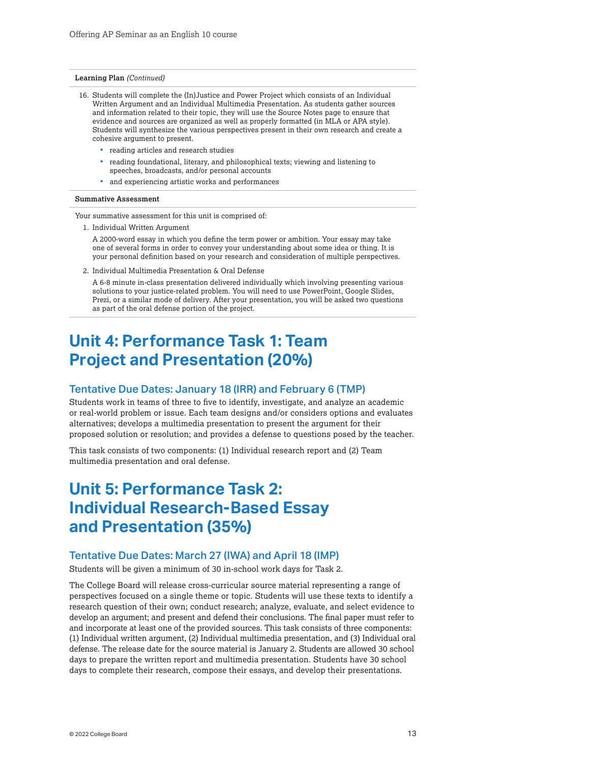**Learning Plan** *(Continued)*

16. Students will complete the (In)Justice and Power Project which consists of an Individual Written Argument and an Individual Multimedia Presentation. As students gather sources and information related to their topic, they will use the Source Notes page to ensure that evidence and sources are organized as well as properly formatted (in MLA or APA style). Students will synthesize the various perspectives present in their own research and create a cohesive argument to present.
    - reading articles and research studies
    - reading foundational, literary, and philosophical texts; viewing and listening to speeches, broadcasts, and/or personal accounts
    - and experiencing artistic works and performances

**Summative Assessment**

Your summative assessment for this unit is comprised of:

1. Individual Written Argument

   A 2000-word essay in which you define the term power or ambition. Your essay may take one of several forms in order to convey your understanding about some idea or thing. It is your personal definition based on your research and consideration of multiple perspectives.

2. Individual Multimedia Presentation & Oral Defense

   A 6-8 minute in-class presentation delivered individually which involving presenting various solutions to your justice-related problem. You will need to use PowerPoint, Google Slides, Prezi, or a similar mode of delivery. After your presentation, you will be asked two questions as part of the oral defense portion of the project.

# Unit 4: Performance Task 1: Team Project and Presentation (20%)

## Tentative Due Dates: January 18 (IRR) and February 6 (TMP)

Students work in teams of three to five to identify, investigate, and analyze an academic or real-world problem or issue. Each team designs and/or considers options and evaluates alternatives; develops a multimedia presentation to present the argument for their proposed solution or resolution; and provides a defense to questions posed by the teacher.

This task consists of two components: (1) Individual research report and (2) Team multimedia presentation and oral defense.

# Unit 5: Performance Task 2: Individual Research-Based Essay and Presentation (35%)

## Tentative Due Dates: March 27 (IWA) and April 18 (IMP)

Students will be given a minimum of 30 in-school work days for Task 2.

The College Board will release cross-curricular source material representing a range of perspectives focused on a single theme or topic. Students will use these texts to identify a research question of their own; conduct research; analyze, evaluate, and select evidence to develop an argument; and present and defend their conclusions. The final paper must refer to and incorporate at least one of the provided sources. This task consists of three components: (1) Individual written argument, (2) Individual multimedia presentation, and (3) Individual oral defense. The release date for the source material is January 2. Students are allowed 30 school days to prepare the written report and multimedia presentation. Students have 30 school days to complete their research, compose their essays, and develop their presentations.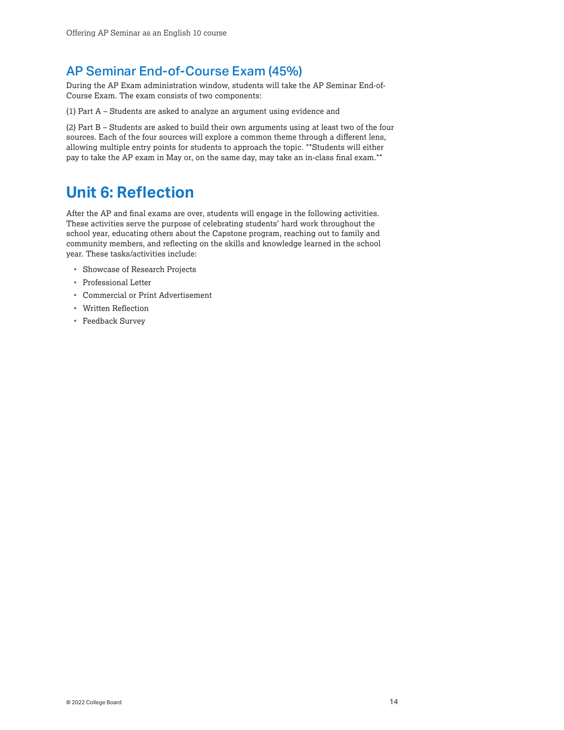## AP Seminar End-of-Course Exam (45%)

During the AP Exam administration window, students will take the AP Seminar End-of-Course Exam. The exam consists of two components:

(1) Part A – Students are asked to analyze an argument using evidence and

(2) Part B – Students are asked to build their own arguments using at least two of the four sources. Each of the four sources will explore a common theme through a different lens, allowing multiple entry points for students to approach the topic. **Students will either pay to take the AP exam in May or, on the same day, may take an in-class final exam.**

# Unit 6: Reflection

After the AP and final exams are over, students will engage in the following activities. These activities serve the purpose of celebrating students' hard work throughout the school year, educating others about the Capstone program, reaching out to family and community members, and reflecting on the skills and knowledge learned in the school year. These tasks/activities include:

- Showcase of Research Projects
- Professional Letter
- Commercial or Print Advertisement
- Written Reflection
- Feedback Survey